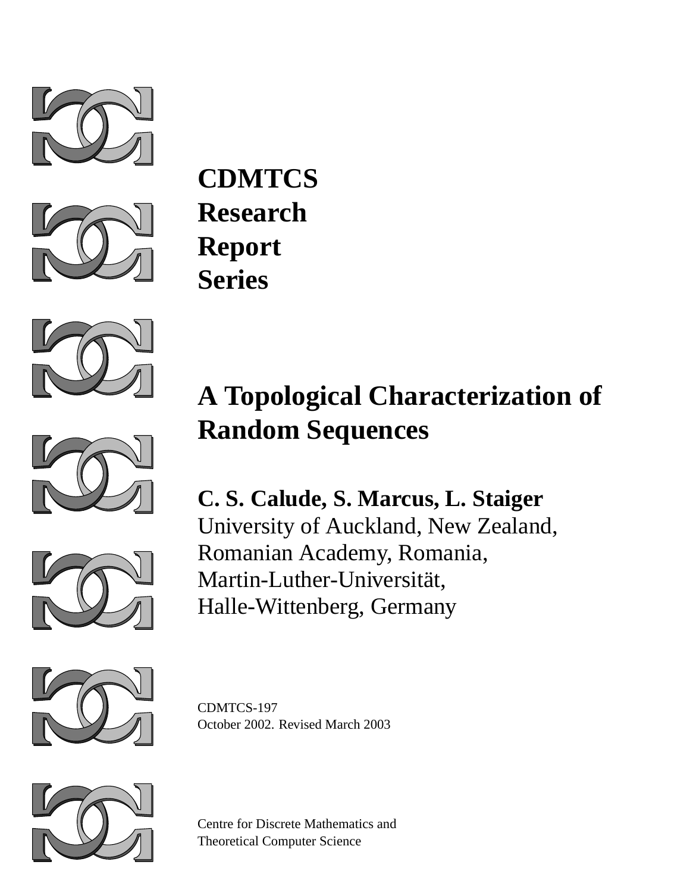# CDMTCS Research Report Series

# A Topological Characterization of Random Sequences

**C. S. Calude, S. Marcus, L. Staiger**
University of Auckland, New Zealand,
Romanian Academy, Romania,
Martin-Luther-Universität,
Halle-Wittenberg, Germany

CDMTCS-197
October 2002. Revised March 2003

Centre for Discrete Mathematics and
Theoretical Computer Science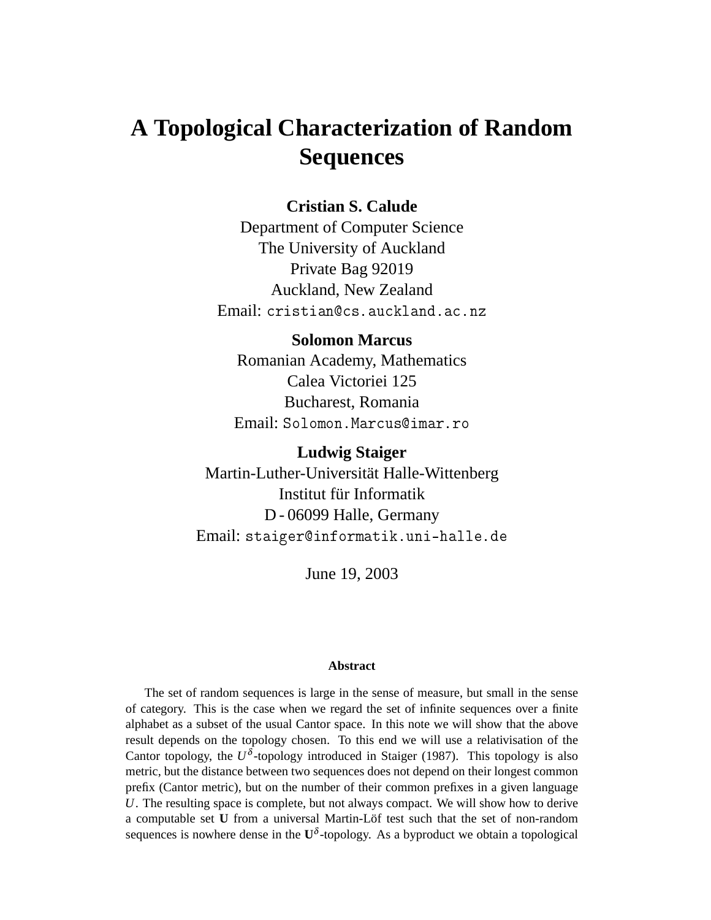# A Topological Characterization of Random Sequences

**Cristian S. Calude**
Department of Computer Science
The University of Auckland
Private Bag 92019
Auckland, New Zealand
Email: `cristian@cs.auckland.ac.nz`

**Solomon Marcus**
Romanian Academy, Mathematics
Calea Victoriei 125
Bucharest, Romania
Email: `Solomon.Marcus@imar.ro`

**Ludwig Staiger**
Martin-Luther-Universität Halle-Wittenberg
Institut für Informatik
D - 06099 Halle, Germany
Email: `staiger@informatik.uni-halle.de`

June 19, 2003

### Abstract

The set of random sequences is large in the sense of measure, but small in the sense of category. This is the case when we regard the set of infinite sequences over a finite alphabet as a subset of the usual Cantor space. In this note we will show that the above result depends on the topology chosen. To this end we will use a relativisation of the Cantor topology, the $U^{\delta}$-topology introduced in Staiger (1987). This topology is also metric, but the distance between two sequences does not depend on their longest common prefix (Cantor metric), but on the number of their common prefixes in a given language $U$. The resulting space is complete, but not always compact. We will show how to derive a computable set $\mathbf{U}$ from a universal Martin-Löf test such that the set of non-random sequences is nowhere dense in the $\mathbf{U}^{\delta}$-topology. As a byproduct we obtain a topological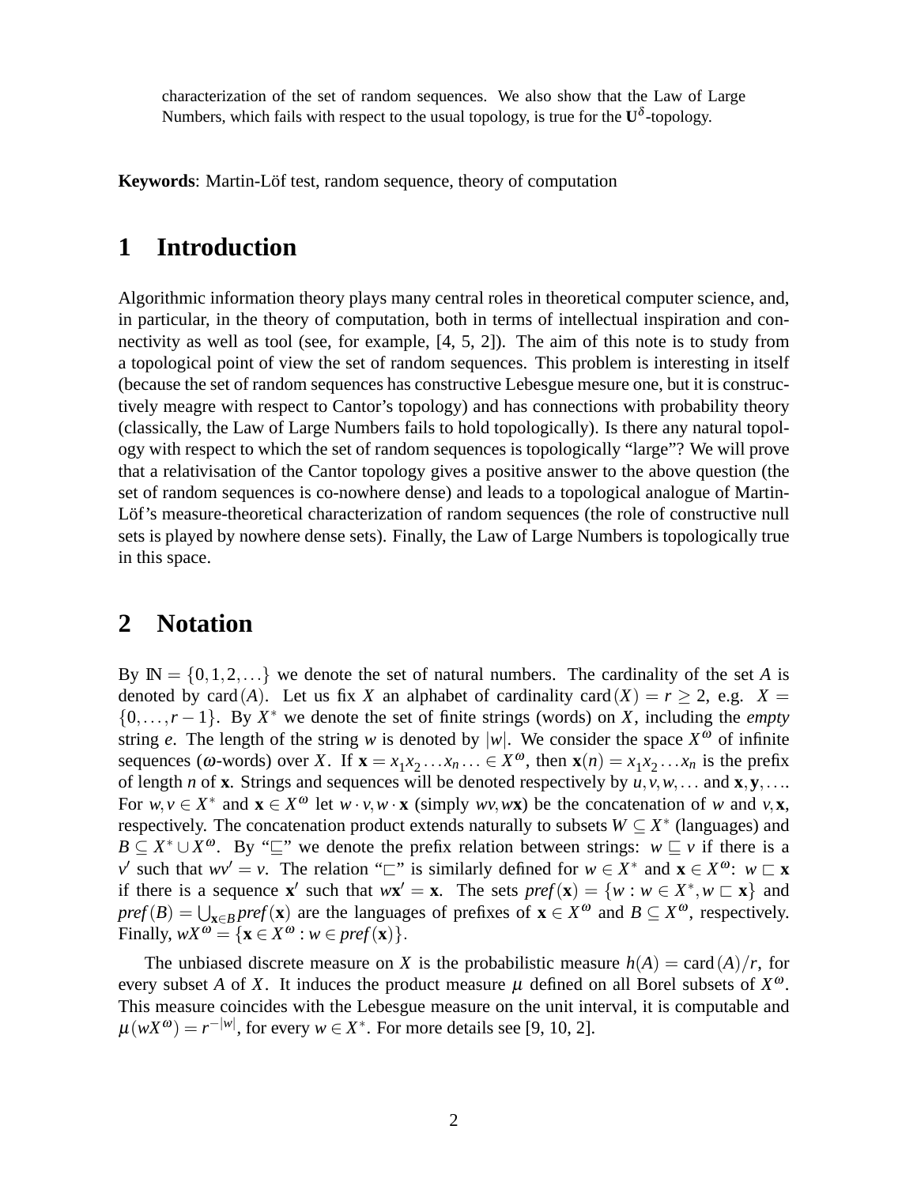characterization of the set of random sequences. We also show that the Law of Large Numbers, which fails with respect to the usual topology, is true for the $\mathbf{U}^{\delta}$-topology.

**Keywords**: Martin-Löf test, random sequence, theory of computation

# 1 Introduction

Algorithmic information theory plays many central roles in theoretical computer science, and, in particular, in the theory of computation, both in terms of intellectual inspiration and connectivity as well as tool (see, for example, [4, 5, 2]). The aim of this note is to study from a topological point of view the set of random sequences. This problem is interesting in itself (because the set of random sequences has constructive Lebesgue mesure one, but it is constructively meagre with respect to Cantor's topology) and has connections with probability theory (classically, the Law of Large Numbers fails to hold topologically). Is there any natural topology with respect to which the set of random sequences is topologically "large"? We will prove that a relativisation of the Cantor topology gives a positive answer to the above question (the set of random sequences is co-nowhere dense) and leads to a topological analogue of Martin-Löf's measure-theoretical characterization of random sequences (the role of constructive null sets is played by nowhere dense sets). Finally, the Law of Large Numbers is topologically true in this space.

# 2 Notation

By $\mathbb{N} = \{0, 1, 2, \ldots\}$ we denote the set of natural numbers. The cardinality of the set $A$ is denoted by $\mathrm{card}(A)$. Let us fix $X$ an alphabet of cardinality $\mathrm{card}(X) = r \geq 2$, e.g. $X = \{0, \ldots, r-1\}$. By $X^*$ we denote the set of finite strings (words) on $X$, including the *empty* string $e$. The length of the string $w$ is denoted by $|w|$. We consider the space $X^\omega$ of infinite sequences ($\omega$-words) over $X$. If $\mathbf{x} = x_1x_2\ldots x_n \ldots \in X^\omega$, then $\mathbf{x}(n) = x_1x_2\ldots x_n$ is the prefix of length $n$ of $\mathbf{x}$. Strings and sequences will be denoted respectively by $u, v, w, \ldots$ and $\mathbf{x}, \mathbf{y}, \ldots$. For $w, v \in X^*$ and $\mathbf{x} \in X^\omega$ let $w \cdot v, w \cdot \mathbf{x}$ (simply $wv, w\mathbf{x}$) be the concatenation of $w$ and $v, \mathbf{x}$, respectively. The concatenation product extends naturally to subsets $W \subseteq X^*$ (languages) and $B \subseteq X^* \cup X^\omega$. By "$\sqsubseteq$" we denote the prefix relation between strings: $w \sqsubseteq v$ if there is a $v'$ such that $wv' = v$. The relation "$\sqsubset$" is similarly defined for $w \in X^*$ and $\mathbf{x} \in X^\omega$: $w \sqsubset \mathbf{x}$ if there is a sequence $\mathbf{x}'$ such that $w\mathbf{x}' = \mathbf{x}$. The sets $\mathit{pref}(\mathbf{x}) = \{w : w \in X^*, w \sqsubset \mathbf{x}\}$ and $\mathit{pref}(B) = \bigcup_{\mathbf{x} \in B} \mathit{pref}(\mathbf{x})$ are the languages of prefixes of $\mathbf{x} \in X^\omega$ and $B \subseteq X^\omega$, respectively. Finally, $wX^\omega = \{\mathbf{x} \in X^\omega : w \in \mathit{pref}(\mathbf{x})\}$.

The unbiased discrete measure on $X$ is the probabilistic measure $h(A) = \mathrm{card}(A)/r$, for every subset $A$ of $X$. It induces the product measure $\mu$ defined on all Borel subsets of $X^\omega$. This measure coincides with the Lebesgue measure on the unit interval, it is computable and $\mu(wX^\omega) = r^{-|w|}$, for every $w \in X^*$. For more details see [9, 10, 2].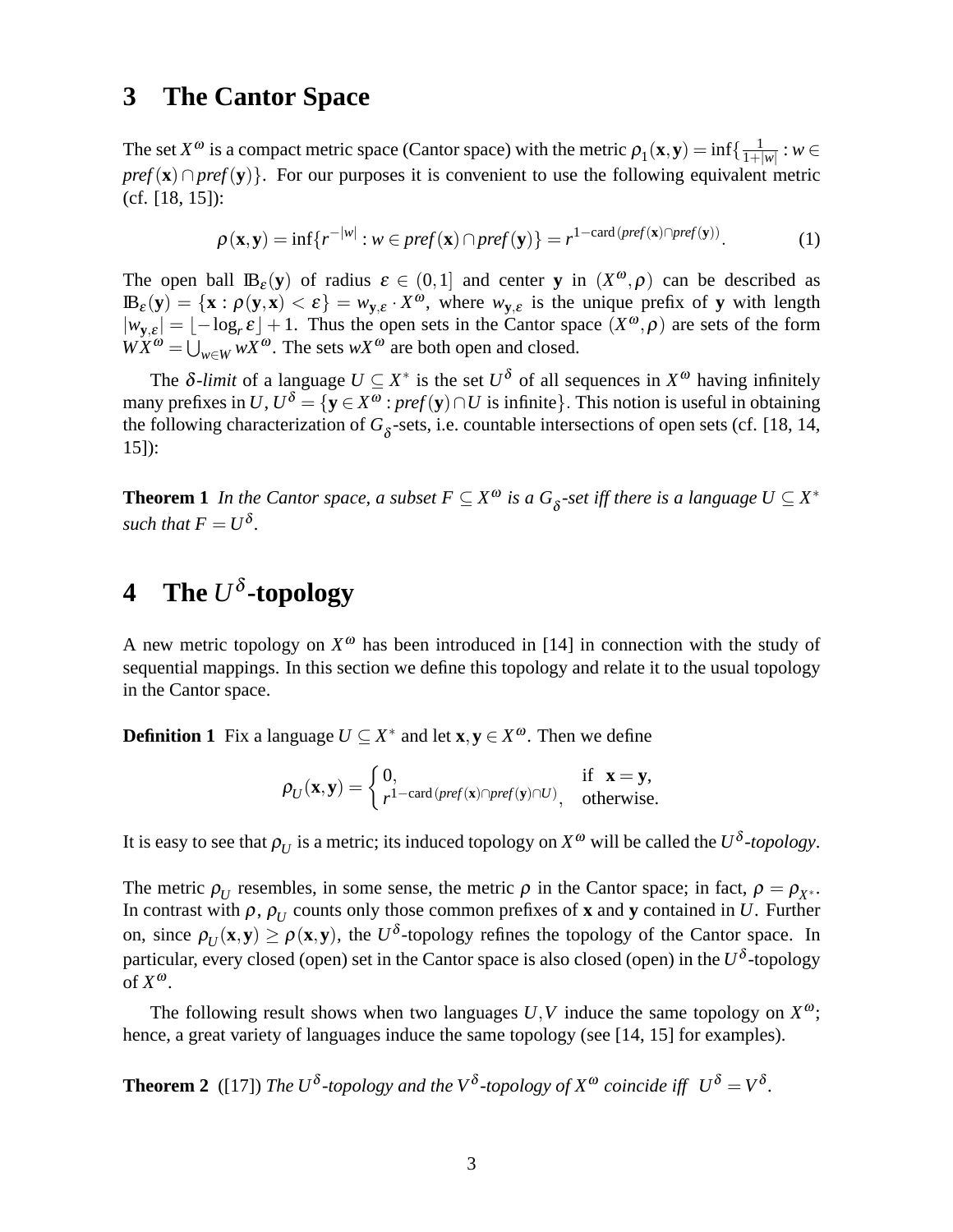## 3 The Cantor Space

The set $X^\omega$ is a compact metric space (Cantor space) with the metric $\rho_1(\mathbf{x},\mathbf{y}) = \inf\{\frac{1}{1+|w|} : w \in \mathit{pref}(\mathbf{x}) \cap \mathit{pref}(\mathbf{y})\}$. For our purposes it is convenient to use the following equivalent metric (cf. [18, 15]):

$$\rho(\mathbf{x},\mathbf{y}) = \inf\{r^{-|w|} : w \in \mathit{pref}(\mathbf{x}) \cap \mathit{pref}(\mathbf{y})\} = r^{1-\mathrm{card}\,(\mathit{pref}(\mathbf{x})\cap \mathit{pref}(\mathbf{y}))}. \tag{1}$$

The open ball $\mathbb{B}_\varepsilon(\mathbf{y})$ of radius $\varepsilon \in (0,1]$ and center $\mathbf{y}$ in $(X^\omega,\rho)$ can be described as $\mathbb{B}_\varepsilon(\mathbf{y}) = \{\mathbf{x} : \rho(\mathbf{y},\mathbf{x}) < \varepsilon\} = w_{\mathbf{y},\varepsilon} \cdot X^\omega$, where $w_{\mathbf{y},\varepsilon}$ is the unique prefix of $\mathbf{y}$ with length $|w_{\mathbf{y},\varepsilon}| = \lfloor -\log_r \varepsilon \rfloor + 1$. Thus the open sets in the Cantor space $(X^\omega,\rho)$ are sets of the form $WX^\omega = \bigcup_{w\in W} wX^\omega$. The sets $wX^\omega$ are both open and closed.

The $\delta$-*limit* of a language $U \subseteq X^*$ is the set $U^\delta$ of all sequences in $X^\omega$ having infinitely many prefixes in $U$, $U^\delta = \{\mathbf{y} \in X^\omega : \mathit{pref}(\mathbf{y}) \cap U \text{ is infinite}\}$. This notion is useful in obtaining the following characterization of $G_\delta$-sets, i.e. countable intersections of open sets (cf. [18, 14, 15]):

**Theorem 1** *In the Cantor space, a subset $F \subseteq X^\omega$ is a $G_\delta$-set iff there is a language $U \subseteq X^*$ such that $F = U^\delta$.*

## 4 The $U^\delta$-topology

A new metric topology on $X^\omega$ has been introduced in [14] in connection with the study of sequential mappings. In this section we define this topology and relate it to the usual topology in the Cantor space.

**Definition 1** Fix a language $U \subseteq X^*$ and let $\mathbf{x},\mathbf{y} \in X^\omega$. Then we define

$$\rho_U(\mathbf{x},\mathbf{y}) = \begin{cases} 0, & \text{if } \mathbf{x} = \mathbf{y}, \\ r^{1-\mathrm{card}\,(\mathit{pref}(\mathbf{x})\cap \mathit{pref}(\mathbf{y})\cap U)}, & \text{otherwise.} \end{cases}$$

It is easy to see that $\rho_U$ is a metric; its induced topology on $X^\omega$ will be called the $U^\delta$-*topology*.

The metric $\rho_U$ resembles, in some sense, the metric $\rho$ in the Cantor space; in fact, $\rho = \rho_{X^*}$. In contrast with $\rho$, $\rho_U$ counts only those common prefixes of $\mathbf{x}$ and $\mathbf{y}$ contained in $U$. Further on, since $\rho_U(\mathbf{x},\mathbf{y}) \geq \rho(\mathbf{x},\mathbf{y})$, the $U^\delta$-topology refines the topology of the Cantor space. In particular, every closed (open) set in the Cantor space is also closed (open) in the $U^\delta$-topology of $X^\omega$.

The following result shows when two languages $U,V$ induce the same topology on $X^\omega$; hence, a great variety of languages induce the same topology (see [14, 15] for examples).

**Theorem 2** ([17]) *The $U^\delta$-topology and the $V^\delta$-topology of $X^\omega$ coincide iff $U^\delta = V^\delta$.*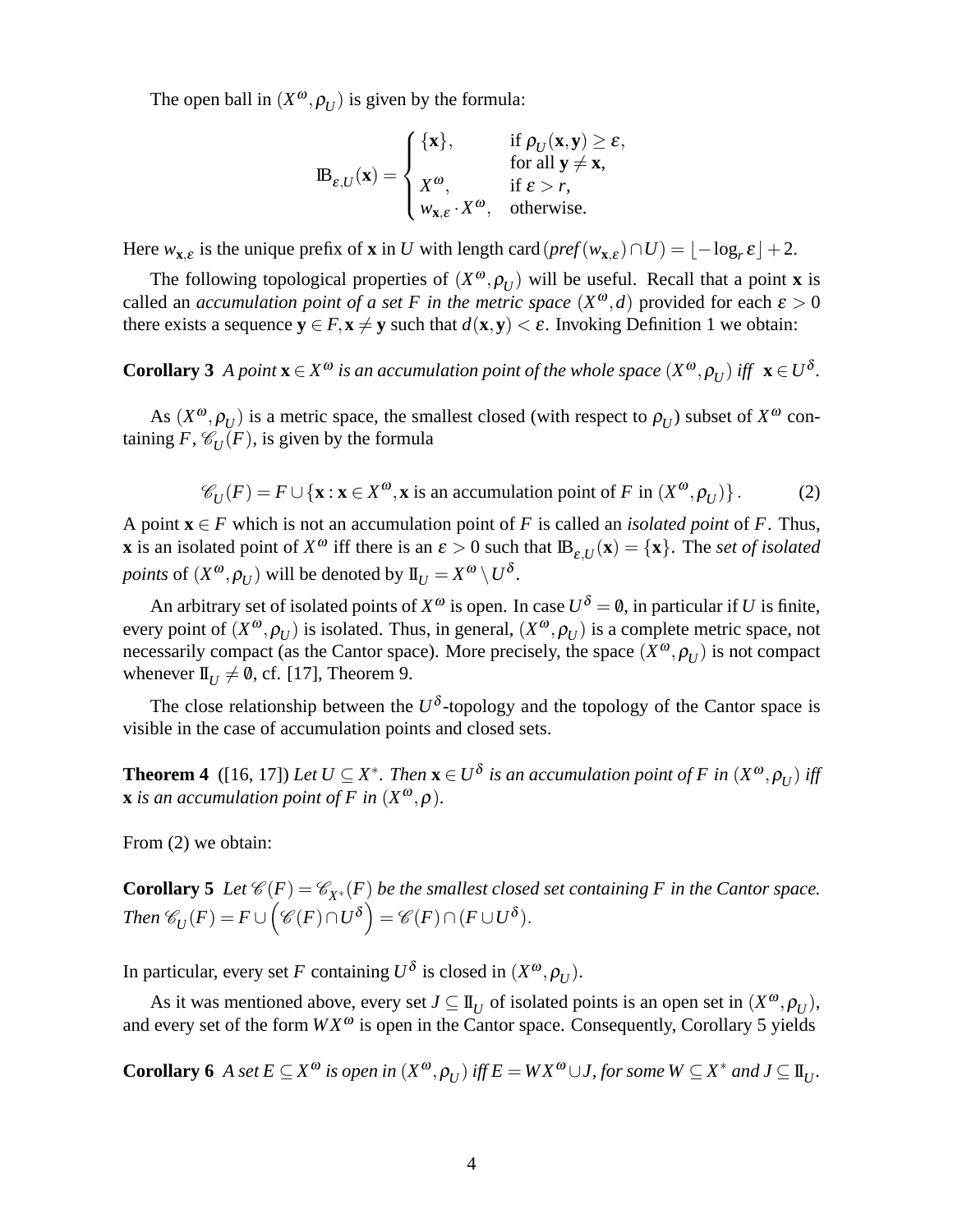The open ball in $(X^\omega, \rho_U)$ is given by the formula:

$$\mathbb{B}_{\varepsilon,U}(\mathbf{x}) = \begin{cases} \{\mathbf{x}\}, & \text{if } \rho_U(\mathbf{x},\mathbf{y}) \geq \varepsilon, \\ & \text{for all } \mathbf{y} \neq \mathbf{x}, \\ X^\omega, & \text{if } \varepsilon > r, \\ w_{\mathbf{x},\varepsilon} \cdot X^\omega, & \text{otherwise.} \end{cases}$$

Here $w_{\mathbf{x},\varepsilon}$ is the unique prefix of $\mathbf{x}$ in $U$ with length $\operatorname{card}(\mathit{pref}(w_{\mathbf{x},\varepsilon}) \cap U) = \lfloor -\log_r \varepsilon \rfloor + 2$.

The following topological properties of $(X^\omega, \rho_U)$ will be useful. Recall that a point $\mathbf{x}$ is called an *accumulation point of a set $F$ in the metric space $(X^\omega, d)$* provided for each $\varepsilon > 0$ there exists a sequence $\mathbf{y} \in F, \mathbf{x} \neq \mathbf{y}$ such that $d(\mathbf{x},\mathbf{y}) < \varepsilon$. Invoking Definition 1 we obtain:

**Corollary 3** *A point $\mathbf{x} \in X^\omega$ is an accumulation point of the whole space $(X^\omega, \rho_U)$ iff $\mathbf{x} \in U^\delta$.*

As $(X^\omega, \rho_U)$ is a metric space, the smallest closed (with respect to $\rho_U$) subset of $X^\omega$ containing $F$, $\mathscr{C}_U(F)$, is given by the formula

$$\mathscr{C}_U(F) = F \cup \{\mathbf{x} : \mathbf{x} \in X^\omega, \mathbf{x} \text{ is an accumulation point of } F \text{ in } (X^\omega, \rho_U)\}. \tag{2}$$

A point $\mathbf{x} \in F$ which is not an accumulation point of $F$ is called an *isolated point* of $F$. Thus, $\mathbf{x}$ is an isolated point of $X^\omega$ iff there is an $\varepsilon > 0$ such that $\mathbb{B}_{\varepsilon,U}(\mathbf{x}) = \{\mathbf{x}\}$. The *set of isolated points* of $(X^\omega, \rho_U)$ will be denoted by $\mathbb{I}_U = X^\omega \setminus U^\delta$.

An arbitrary set of isolated points of $X^\omega$ is open. In case $U^\delta = \emptyset$, in particular if $U$ is finite, every point of $(X^\omega, \rho_U)$ is isolated. Thus, in general, $(X^\omega, \rho_U)$ is a complete metric space, not necessarily compact (as the Cantor space). More precisely, the space $(X^\omega, \rho_U)$ is not compact whenever $\mathbb{I}_U \neq \emptyset$, cf. [17], Theorem 9.

The close relationship between the $U^\delta$-topology and the topology of the Cantor space is visible in the case of accumulation points and closed sets.

**Theorem 4** ([16, 17]) *Let $U \subseteq X^*$. Then $\mathbf{x} \in U^\delta$ is an accumulation point of $F$ in $(X^\omega, \rho_U)$ iff $\mathbf{x}$ is an accumulation point of $F$ in $(X^\omega, \rho)$.*

From (2) we obtain:

**Corollary 5** *Let $\mathscr{C}(F) = \mathscr{C}_{X^*}(F)$ be the smallest closed set containing $F$ in the Cantor space. Then $\mathscr{C}_U(F) = F \cup \left(\mathscr{C}(F) \cap U^\delta\right) = \mathscr{C}(F) \cap (F \cup U^\delta)$.*

In particular, every set $F$ containing $U^\delta$ is closed in $(X^\omega, \rho_U)$.

As it was mentioned above, every set $J \subseteq \mathbb{I}_U$ of isolated points is an open set in $(X^\omega, \rho_U)$, and every set of the form $WX^\omega$ is open in the Cantor space. Consequently, Corollary 5 yields

**Corollary 6** *A set $E \subseteq X^\omega$ is open in $(X^\omega, \rho_U)$ iff $E = WX^\omega \cup J$, for some $W \subseteq X^*$ and $J \subseteq \mathbb{I}_U$.*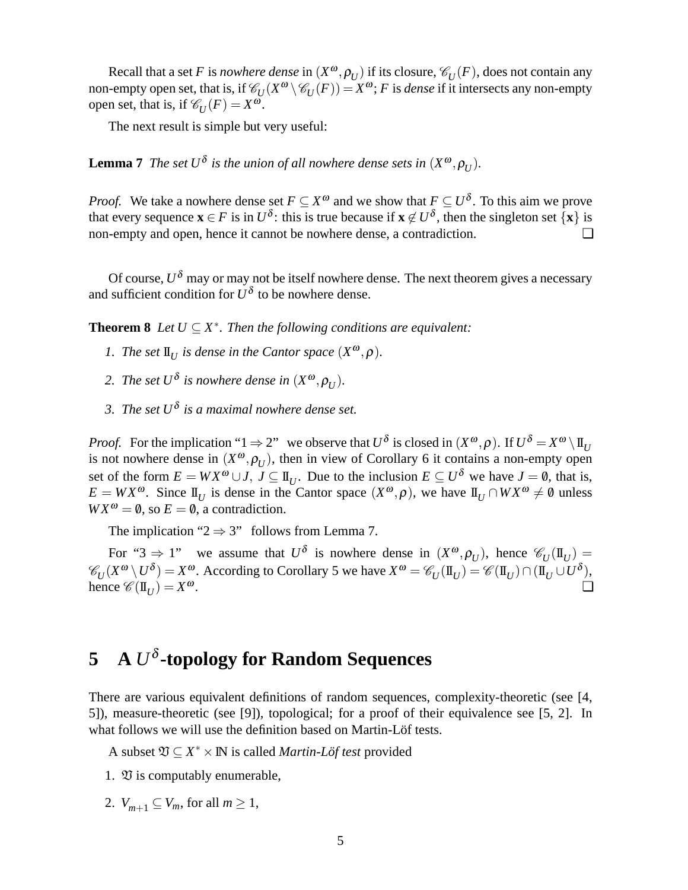Recall that a set $F$ is *nowhere dense* in $(X^\omega, \rho_U)$ if its closure, $\mathscr{C}_U(F)$, does not contain any non-empty open set, that is, if $\mathscr{C}_U(X^\omega \setminus \mathscr{C}_U(F)) = X^\omega$; $F$ is *dense* if it intersects any non-empty open set, that is, if $\mathscr{C}_U(F) = X^\omega$.

The next result is simple but very useful:

**Lemma 7** *The set $U^\delta$ is the union of all nowhere dense sets in $(X^\omega, \rho_U)$.*

*Proof.* We take a nowhere dense set $F \subseteq X^\omega$ and we show that $F \subseteq U^\delta$. To this aim we prove that every sequence $\mathbf{x} \in F$ is in $U^\delta$: this is true because if $\mathbf{x} \notin U^\delta$, then the singleton set $\{\mathbf{x}\}$ is non-empty and open, hence it cannot be nowhere dense, a contradiction. ❑

Of course, $U^\delta$ may or may not be itself nowhere dense. The next theorem gives a necessary and sufficient condition for $U^\delta$ to be nowhere dense.

**Theorem 8** *Let $U \subseteq X^*$. Then the following conditions are equivalent:*

1. *The set $\mathrm{I\!I}_U$ is dense in the Cantor space $(X^\omega, \rho)$.*
2. *The set $U^\delta$ is nowhere dense in $(X^\omega, \rho_U)$.*
3. *The set $U^\delta$ is a maximal nowhere dense set.*

*Proof.* For the implication "$1 \Rightarrow 2$" we observe that $U^\delta$ is closed in $(X^\omega, \rho)$. If $U^\delta = X^\omega \setminus \mathrm{I\!I}_U$ is not nowhere dense in $(X^\omega, \rho_U)$, then in view of Corollary 6 it contains a non-empty open set of the form $E = WX^\omega \cup J,\ J \subseteq \mathrm{I\!I}_U$. Due to the inclusion $E \subseteq U^\delta$ we have $J = \emptyset$, that is, $E = WX^\omega$. Since $\mathrm{I\!I}_U$ is dense in the Cantor space $(X^\omega, \rho)$, we have $\mathrm{I\!I}_U \cap WX^\omega \neq \emptyset$ unless $WX^\omega = \emptyset$, so $E = \emptyset$, a contradiction.

The implication "$2 \Rightarrow 3$" follows from Lemma 7.

For "$3 \Rightarrow 1$" we assume that $U^\delta$ is nowhere dense in $(X^\omega, \rho_U)$, hence $\mathscr{C}_U(\mathrm{I\!I}_U) = \mathscr{C}_U(X^\omega \setminus U^\delta) = X^\omega$. According to Corollary 5 we have $X^\omega = \mathscr{C}_U(\mathrm{I\!I}_U) = \mathscr{C}(\mathrm{I\!I}_U) \cap (\mathrm{I\!I}_U \cup U^\delta)$, hence $\mathscr{C}(\mathrm{I\!I}_U) = X^\omega$. ❑

## 5 A $U^\delta$-topology for Random Sequences

There are various equivalent definitions of random sequences, complexity-theoretic (see [4, 5]), measure-theoretic (see [9]), topological; for a proof of their equivalence see [5, 2]. In what follows we will use the definition based on Martin-Löf tests.

A subset $\mathfrak{V} \subseteq X^* \times \mathrm{I\!N}$ is called *Martin-Löf test* provided

1. $\mathfrak{V}$ is computably enumerable,
2. $V_{m+1} \subseteq V_m$, for all $m \geq 1$,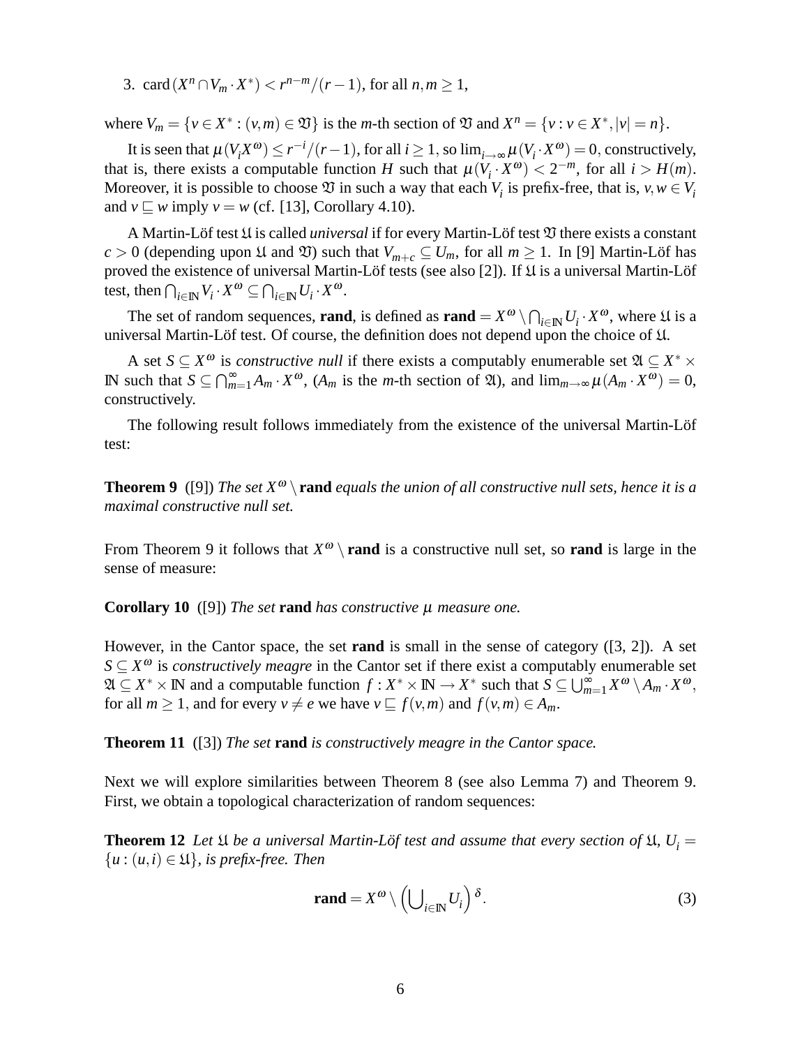3. $\text{card}\,(X^n \cap V_m \cdot X^*) < r^{n-m}/(r-1)$, for all $n, m \geq 1$,

where $V_m = \{v \in X^* : (v,m) \in \mathfrak{V}\}$ is the $m$-th section of $\mathfrak{V}$ and $X^n = \{v : v \in X^*, |v| = n\}$.

It is seen that $\mu(V_i X^\omega) \leq r^{-i}/(r-1)$, for all $i \geq 1$, so $\lim_{i\to\infty} \mu(V_i \cdot X^\omega) = 0$, constructively, that is, there exists a computable function $H$ such that $\mu(V_i \cdot X^\omega) < 2^{-m}$, for all $i > H(m)$. Moreover, it is possible to choose $\mathfrak{V}$ in such a way that each $V_i$ is prefix-free, that is, $v, w \in V_i$ and $v \sqsubseteq w$ imply $v = w$ (cf. [13], Corollary 4.10).

A Martin-Löf test $\mathfrak{U}$ is called *universal* if for every Martin-Löf test $\mathfrak{V}$ there exists a constant $c > 0$ (depending upon $\mathfrak{U}$ and $\mathfrak{V}$) such that $V_{m+c} \subseteq U_m$, for all $m \geq 1$. In [9] Martin-Löf has proved the existence of universal Martin-Löf tests (see also [2]). If $\mathfrak{U}$ is a universal Martin-Löf test, then $\bigcap_{i\in\mathbb{N}} V_i \cdot X^\omega \subseteq \bigcap_{i\in\mathbb{N}} U_i \cdot X^\omega$.

The set of random sequences, **rand**, is defined as $\textbf{rand} = X^\omega \setminus \bigcap_{i\in\mathbb{N}} U_i \cdot X^\omega$, where $\mathfrak{U}$ is a universal Martin-Löf test. Of course, the definition does not depend upon the choice of $\mathfrak{U}$.

A set $S \subseteq X^\omega$ is *constructive null* if there exists a computably enumerable set $\mathfrak{A} \subseteq X^* \times \mathbb{N}$ such that $S \subseteq \bigcap_{m=1}^{\infty} A_m \cdot X^\omega$, ($A_m$ is the $m$-th section of $\mathfrak{A}$), and $\lim_{m\to\infty} \mu(A_m \cdot X^\omega) = 0$, constructively.

The following result follows immediately from the existence of the universal Martin-Löf test:

**Theorem 9** ([9]) *The set $X^\omega \setminus$ **rand** equals the union of all constructive null sets, hence it is a maximal constructive null set.*

From Theorem 9 it follows that $X^\omega \setminus \textbf{rand}$ is a constructive null set, so **rand** is large in the sense of measure:

**Corollary 10** ([9]) *The set **rand** has constructive $\mu$ measure one.*

However, in the Cantor space, the set **rand** is small in the sense of category ([3, 2]). A set $S \subseteq X^\omega$ is *constructively meagre* in the Cantor set if there exist a computably enumerable set $\mathfrak{A} \subseteq X^* \times \mathbb{N}$ and a computable function $f : X^* \times \mathbb{N} \to X^*$ such that $S \subseteq \bigcup_{m=1}^{\infty} X^\omega \setminus A_m \cdot X^\omega$, for all $m \geq 1$, and for every $v \neq e$ we have $v \sqsubseteq f(v,m)$ and $f(v,m) \in A_m$.

**Theorem 11** ([3]) *The set **rand** is constructively meagre in the Cantor space.*

Next we will explore similarities between Theorem 8 (see also Lemma 7) and Theorem 9. First, we obtain a topological characterization of random sequences:

**Theorem 12** *Let $\mathfrak{U}$ be a universal Martin-Löf test and assume that every section of $\mathfrak{U}$, $U_i = \{u : (u,i) \in \mathfrak{U}\}$, is prefix-free. Then*

$$\textbf{rand} = X^\omega \setminus \left(\bigcup_{i\in\mathbb{N}} U_i\right)^{\delta}. \tag{3}$$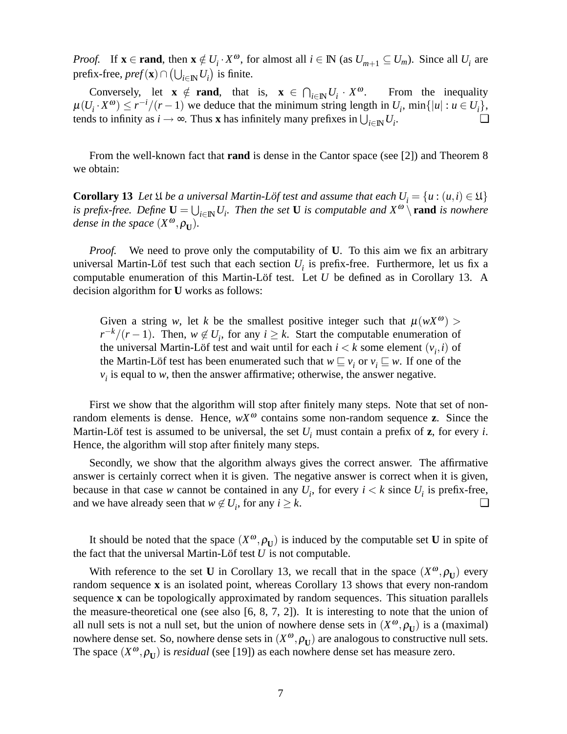*Proof.* If $\mathbf{x} \in \mathbf{rand}$, then $\mathbf{x} \notin U_i \cdot X^\omega$, for almost all $i \in \mathbb{N}$ (as $U_{m+1} \subseteq U_m$). Since all $U_i$ are prefix-free, $\mathit{pref}(\mathbf{x}) \cap \left(\bigcup_{i\in\mathbb{N}} U_i\right)$ is finite.

Conversely, let $\mathbf{x} \notin \mathbf{rand}$, that is, $\mathbf{x} \in \bigcap_{i\in\mathbb{N}} U_i \cdot X^\omega$. From the inequality $\mu(U_i \cdot X^\omega) \leq r^{-i}/(r-1)$ we deduce that the minimum string length in $U_i$, $\min\{|u| : u \in U_i\}$, tends to infinity as $i \to \infty$. Thus $\mathbf{x}$ has infinitely many prefixes in $\bigcup_{i\in\mathbb{N}} U_i$. ❑

From the well-known fact that **rand** is dense in the Cantor space (see [2]) and Theorem 8 we obtain:

**Corollary 13** *Let $\mathfrak{U}$ be a universal Martin-Löf test and assume that each $U_i = \{u : (u,i) \in \mathfrak{U}\}$ is prefix-free. Define $\mathbf{U} = \bigcup_{i\in\mathbb{N}} U_i$. Then the set $\mathbf{U}$ is computable and $X^\omega \setminus \mathbf{rand}$ is nowhere dense in the space $(X^\omega, \rho_{\mathbf{U}})$.*

*Proof.* We need to prove only the computability of $\mathbf{U}$. To this aim we fix an arbitrary universal Martin-Löf test such that each section $U_i$ is prefix-free. Furthermore, let us fix a computable enumeration of this Martin-Löf test. Let $U$ be defined as in Corollary 13. A decision algorithm for $\mathbf{U}$ works as follows:

> Given a string $w$, let $k$ be the smallest positive integer such that $\mu(wX^\omega) > r^{-k}/(r-1)$. Then, $w \notin U_i$, for any $i \geq k$. Start the computable enumeration of the universal Martin-Löf test and wait until for each $i < k$ some element $(v_i, i)$ of the Martin-Löf test has been enumerated such that $w \sqsubseteq v_i$ or $v_i \sqsubseteq w$. If one of the $v_i$ is equal to $w$, then the answer affirmative; otherwise, the answer negative.

First we show that the algorithm will stop after finitely many steps. Note that set of non-random elements is dense. Hence, $wX^\omega$ contains some non-random sequence $\mathbf{z}$. Since the Martin-Löf test is assumed to be universal, the set $U_i$ must contain a prefix of $\mathbf{z}$, for every $i$. Hence, the algorithm will stop after finitely many steps.

Secondly, we show that the algorithm always gives the correct answer. The affirmative answer is certainly correct when it is given. The negative answer is correct when it is given, because in that case $w$ cannot be contained in any $U_i$, for every $i < k$ since $U_i$ is prefix-free, and we have already seen that $w \notin U_i$, for any $i \geq k$. ❑

It should be noted that the space $(X^\omega, \rho_{\mathbf{U}})$ is induced by the computable set $\mathbf{U}$ in spite of the fact that the universal Martin-Löf test $U$ is not computable.

With reference to the set $\mathbf{U}$ in Corollary 13, we recall that in the space $(X^\omega, \rho_{\mathbf{U}})$ every random sequence $\mathbf{x}$ is an isolated point, whereas Corollary 13 shows that every non-random sequence $\mathbf{x}$ can be topologically approximated by random sequences. This situation parallels the measure-theoretical one (see also [6, 8, 7, 2]). It is interesting to note that the union of all null sets is not a null set, but the union of nowhere dense sets in $(X^\omega, \rho_{\mathbf{U}})$ is a (maximal) nowhere dense set. So, nowhere dense sets in $(X^\omega, \rho_{\mathbf{U}})$ are analogous to constructive null sets. The space $(X^\omega, \rho_{\mathbf{U}})$ is *residual* (see [19]) as each nowhere dense set has measure zero.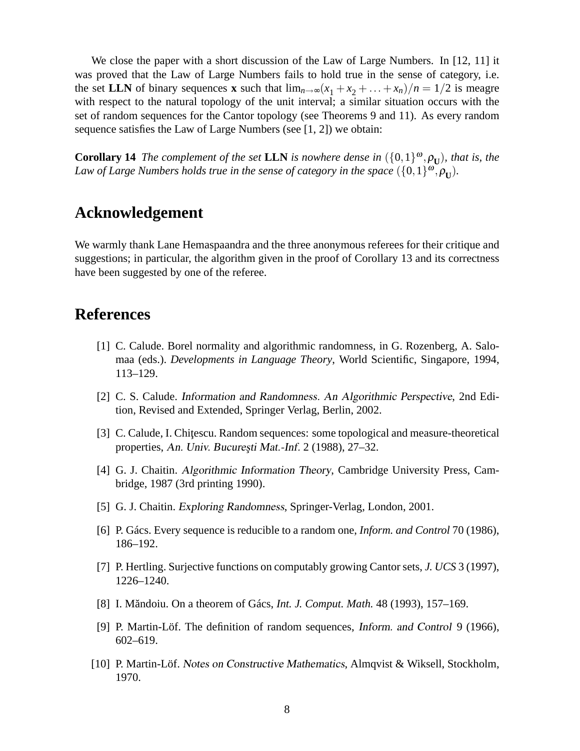We close the paper with a short discussion of the Law of Large Numbers. In [12, 11] it was proved that the Law of Large Numbers fails to hold true in the sense of category, i.e. the set **LLN** of binary sequences **x** such that $\lim_{n\to\infty}(x_1 + x_2 + \ldots + x_n)/n = 1/2$ is meagre with respect to the natural topology of the unit interval; a similar situation occurs with the set of random sequences for the Cantor topology (see Theorems 9 and 11). As every random sequence satisfies the Law of Large Numbers (see [1, 2]) we obtain:

**Corollary 14** *The complement of the set* **LLN** *is nowhere dense in* $(\{0,1\}^\omega, \rho_{\mathbf{U}})$*, that is, the Law of Large Numbers holds true in the sense of category in the space* $(\{0,1\}^\omega, \rho_{\mathbf{U}})$*.*

## Acknowledgement

We warmly thank Lane Hemaspaandra and the three anonymous referees for their critique and suggestions; in particular, the algorithm given in the proof of Corollary 13 and its correctness have been suggested by one of the referee.

## References

[1] C. Calude. Borel normality and algorithmic randomness, in G. Rozenberg, A. Salomaa (eds.). *Developments in Language Theory*, World Scientific, Singapore, 1994, 113–129.

[2] C. S. Calude. *Information and Randomness. An Algorithmic Perspective*, 2nd Edition, Revised and Extended, Springer Verlag, Berlin, 2002.

[3] C. Calude, I. Chiţescu. Random sequences: some topological and measure-theoretical properties, *An. Univ. Bucureşti Mat.-Inf.* 2 (1988), 27–32.

[4] G. J. Chaitin. *Algorithmic Information Theory*, Cambridge University Press, Cambridge, 1987 (3rd printing 1990).

[5] G. J. Chaitin. *Exploring Randomness*, Springer-Verlag, London, 2001.

[6] P. Gács. Every sequence is reducible to a random one, *Inform. and Control* 70 (1986), 186–192.

[7] P. Hertling. Surjective functions on computably growing Cantor sets, *J. UCS* 3 (1997), 1226–1240.

[8] I. Măndoiu. On a theorem of Gács, *Int. J. Comput. Math.* 48 (1993), 157–169.

[9] P. Martin-Löf. The definition of random sequences, *Inform. and Control* 9 (1966), 602–619.

[10] P. Martin-Löf. *Notes on Constructive Mathematics*, Almqvist & Wiksell, Stockholm, 1970.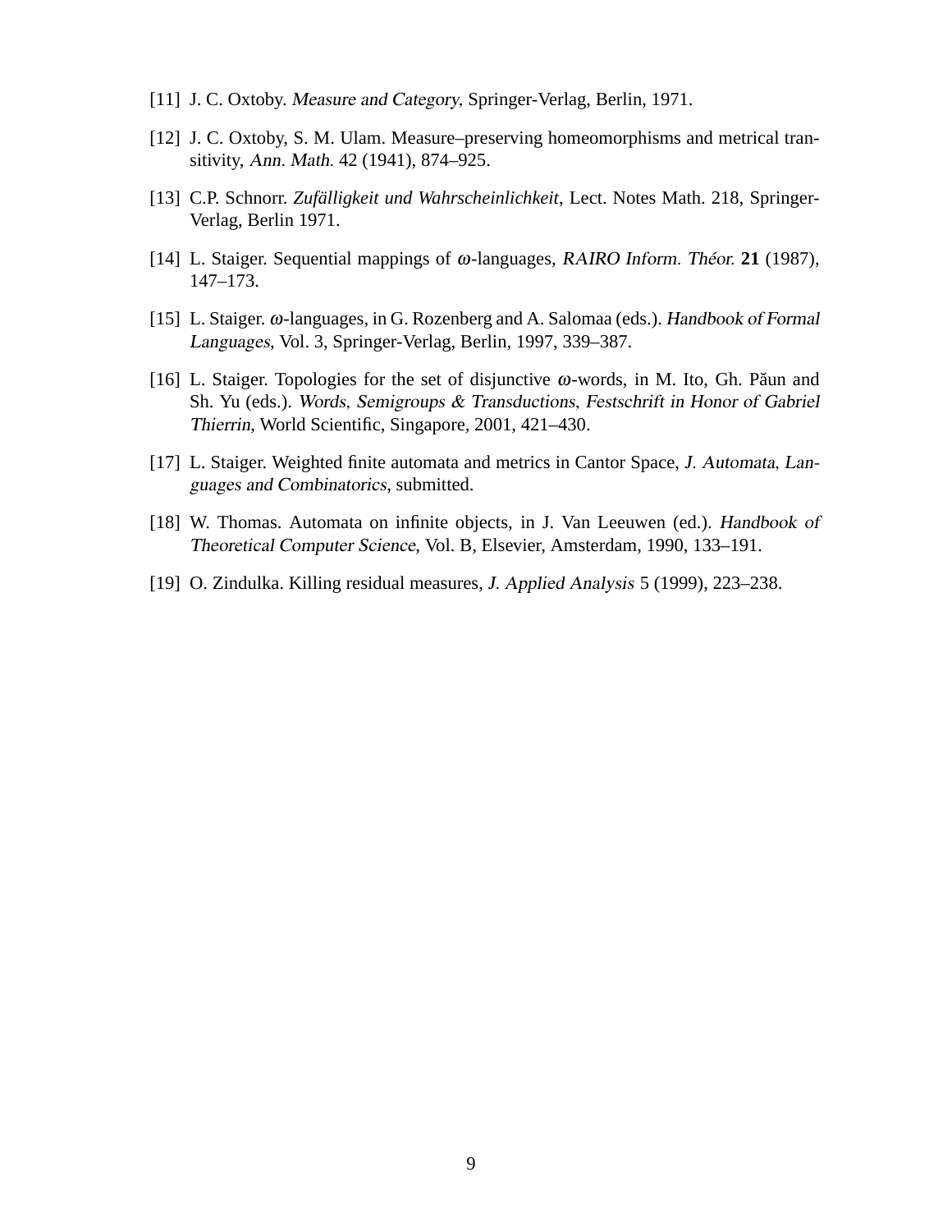[11] J. C. Oxtoby. *Measure and Category*, Springer-Verlag, Berlin, 1971.

[12] J. C. Oxtoby, S. M. Ulam. Measure–preserving homeomorphisms and metrical transitivity, *Ann. Math.* 42 (1941), 874–925.

[13] C.P. Schnorr. *Zufälligkeit und Wahrscheinlichkeit*, Lect. Notes Math. 218, Springer-Verlag, Berlin 1971.

[14] L. Staiger. Sequential mappings of $\omega$-languages, *RAIRO Inform. Théor.* **21** (1987), 147–173.

[15] L. Staiger. $\omega$-languages, in G. Rozenberg and A. Salomaa (eds.). *Handbook of Formal Languages*, Vol. 3, Springer-Verlag, Berlin, 1997, 339–387.

[16] L. Staiger. Topologies for the set of disjunctive $\omega$-words, in M. Ito, Gh. Păun and Sh. Yu (eds.). *Words, Semigroups & Transductions, Festschrift in Honor of Gabriel Thierrin*, World Scientific, Singapore, 2001, 421–430.

[17] L. Staiger. Weighted finite automata and metrics in Cantor Space, *J. Automata, Languages and Combinatorics*, submitted.

[18] W. Thomas. Automata on infinite objects, in J. Van Leeuwen (ed.). *Handbook of Theoretical Computer Science*, Vol. B, Elsevier, Amsterdam, 1990, 133–191.

[19] O. Zindulka. Killing residual measures, *J. Applied Analysis* 5 (1999), 223–238.